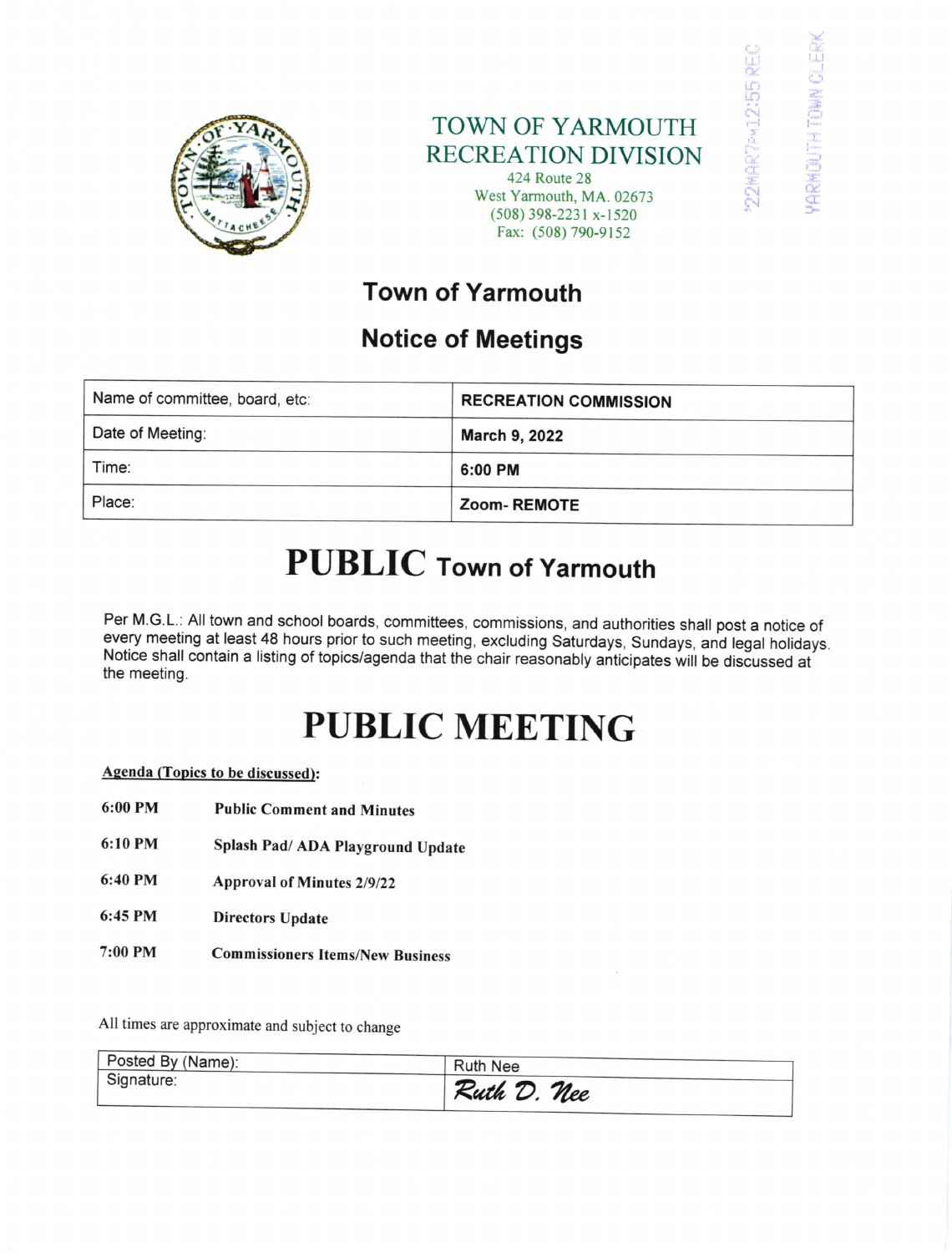TOWN OF YARMOUTH
RECREATION DIVISION
424 Route 28
West Yarmouth, MA. 02673
(508) 398-2231 x-1520
Fax: (508) 790-9152

'22MAR7PM12:55 REC

YARMOUTH TOWN CLERK

# Town of Yarmouth

## Notice of Meetings

| Name of committee, board, etc: | RECREATION COMMISSION |
|---|---|
| Date of Meeting: | March 9, 2022 |
| Time: | 6:00 PM |
| Place: | Zoom- REMOTE |

# PUBLIC Town of Yarmouth

Per M.G.L.: All town and school boards, committees, commissions, and authorities shall post a notice of every meeting at least 48 hours prior to such meeting, excluding Saturdays, Sundays, and legal holidays. Notice shall contain a listing of topics/agenda that the chair reasonably anticipates will be discussed at the meeting.

# PUBLIC MEETING

**Agenda (Topics to be discussed):**

**6:00 PM** **Public Comment and Minutes**

**6:10 PM** **Splash Pad/ ADA Playground Update**

**6:40 PM** **Approval of Minutes 2/9/22**

**6:45 PM** **Directors Update**

**7:00 PM** **Commissioners Items/New Business**

All times are approximate and subject to change

| Posted By (Name): | Ruth Nee |
|---|---|
| Signature: | Ruth D. Nee |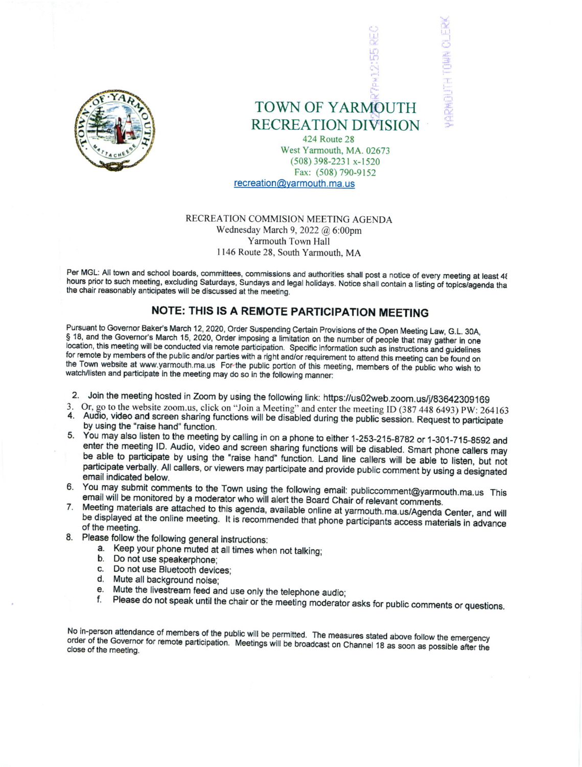# TOWN OF YARMOUTH
# RECREATION DIVISION

424 Route 28
West Yarmouth, MA. 02673
(508) 398-2231 x-1520
Fax: (508) 790-9152
recreation@yarmouth.ma.us

RECREATION COMMISION MEETING AGENDA
Wednesday March 9, 2022 @ 6:00pm
Yarmouth Town Hall
1146 Route 28, South Yarmouth, MA

Per MGL: All town and school boards, committees, commissions and authorities shall post a notice of every meeting at least 48 hours prior to such meeting, excluding Saturdays, Sundays and legal holidays. Notice shall contain a listing of topics/agenda that the chair reasonably anticipates will be discussed at the meeting.

## NOTE: THIS IS A REMOTE PARTICIPATION MEETING

Pursuant to Governor Baker's March 12, 2020, Order Suspending Certain Provisions of the Open Meeting Law, G.L. 30A, § 18, and the Governor's March 15, 2020, Order imposing a limitation on the number of people that may gather in one location, this meeting will be conducted via remote participation. Specific information such as instructions and guidelines for remote by members of the public and/or parties with a right and/or requirement to attend this meeting can be found on the Town website at www.yarmouth.ma.us For the public portion of this meeting, members of the public who wish to watch/listen and participate in the meeting may do so in the following manner:

2. Join the meeting hosted in Zoom by using the following link: https://us02web.zoom.us/j/83642309169
3. Or, go to the website zoom.us, click on "Join a Meeting" and enter the meeting ID (387 448 6493) PW: 264163
4. Audio, video and screen sharing functions will be disabled during the public session. Request to participate by using the "raise hand" function.
5. You may also listen to the meeting by calling in on a phone to either 1-253-215-8782 or 1-301-715-8592 and enter the meeting ID. Audio, video and screen sharing functions will be disabled. Smart phone callers may be able to participate by using the "raise hand" function. Land line callers will be able to listen, but not participate verbally. All callers, or viewers may participate and provide public comment by using a designated email indicated below.
6. You may submit comments to the Town using the following email: publiccomment@yarmouth.ma.us This email will be monitored by a moderator who will alert the Board Chair of relevant comments.
7. Meeting materials are attached to this agenda, available online at yarmouth.ma.us/Agenda Center, and will be displayed at the online meeting. It is recommended that phone participants access materials in advance of the meeting.
8. Please follow the following general instructions:
   a. Keep your phone muted at all times when not talking;
   b. Do not use speakerphone;
   c. Do not use Bluetooth devices;
   d. Mute all background noise;
   e. Mute the livestream feed and use only the telephone audio;
   f. Please do not speak until the chair or the meeting moderator asks for public comments or questions.

No in-person attendance of members of the public will be permitted. The measures stated above follow the emergency order of the Governor for remote participation. Meetings will be broadcast on Channel 18 as soon as possible after the close of the meeting.